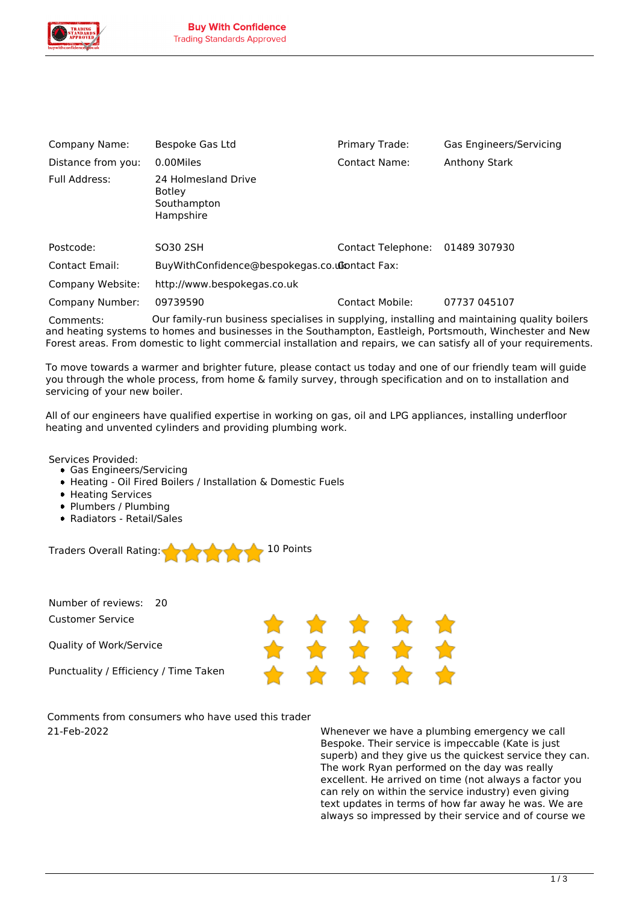**Buy With Confidence**
Trading Standards Approved

| | | | |
|---|---|---|---|
| Company Name: | Bespoke Gas Ltd | Primary Trade: | Gas Engineers/Servicing |
| Distance from you: | 0.00Miles | Contact Name: | Anthony Stark |
| Full Address: | 24 Holmesland Drive<br>Botley<br>Southampton<br>Hampshire | | |
| Postcode: | SO30 2SH | Contact Telephone: | 01489 307930 |
| Contact Email: | BuyWithConfidence@bespokegas.co.uk | Contact Fax: | |
| Company Website: | http://www.bespokegas.co.uk | | |
| Company Number: | 09739590 | Contact Mobile: | 07737 045107 |

Comments: Our family-run business specialises in supplying, installing and maintaining quality boilers and heating systems to homes and businesses in the Southampton, Eastleigh, Portsmouth, Winchester and New Forest areas. From domestic to light commercial installation and repairs, we can satisfy all of your requirements.

To move towards a warmer and brighter future, please contact us today and one of our friendly team will guide you through the whole process, from home & family survey, through specification and on to installation and servicing of your new boiler.

All of our engineers have qualified expertise in working on gas, oil and LPG appliances, installing underfloor heating and unvented cylinders and providing plumbing work.

Services Provided:

- Gas Engineers/Servicing
- Heating - Oil Fired Boilers / Installation & Domestic Fuels
- Heating Services
- Plumbers / Plumbing
- Radiators - Retail/Sales

Traders Overall Rating: ★★★★★ 10 Points

Number of reviews: 20

| | |
|---|---|
| Customer Service | ★★★★★ |
| Quality of Work/Service | ★★★★★ |
| Punctuality / Efficiency / Time Taken | ★★★★★ |

Comments from consumers who have used this trader

21-Feb-2022

Whenever we have a plumbing emergency we call Bespoke. Their service is impeccable (Kate is just superb) and they give us the quickest service they can. The work Ryan performed on the day was really excellent. He arrived on time (not always a factor you can rely on within the service industry) even giving text updates in terms of how far away he was. We are always so impressed by their service and of course we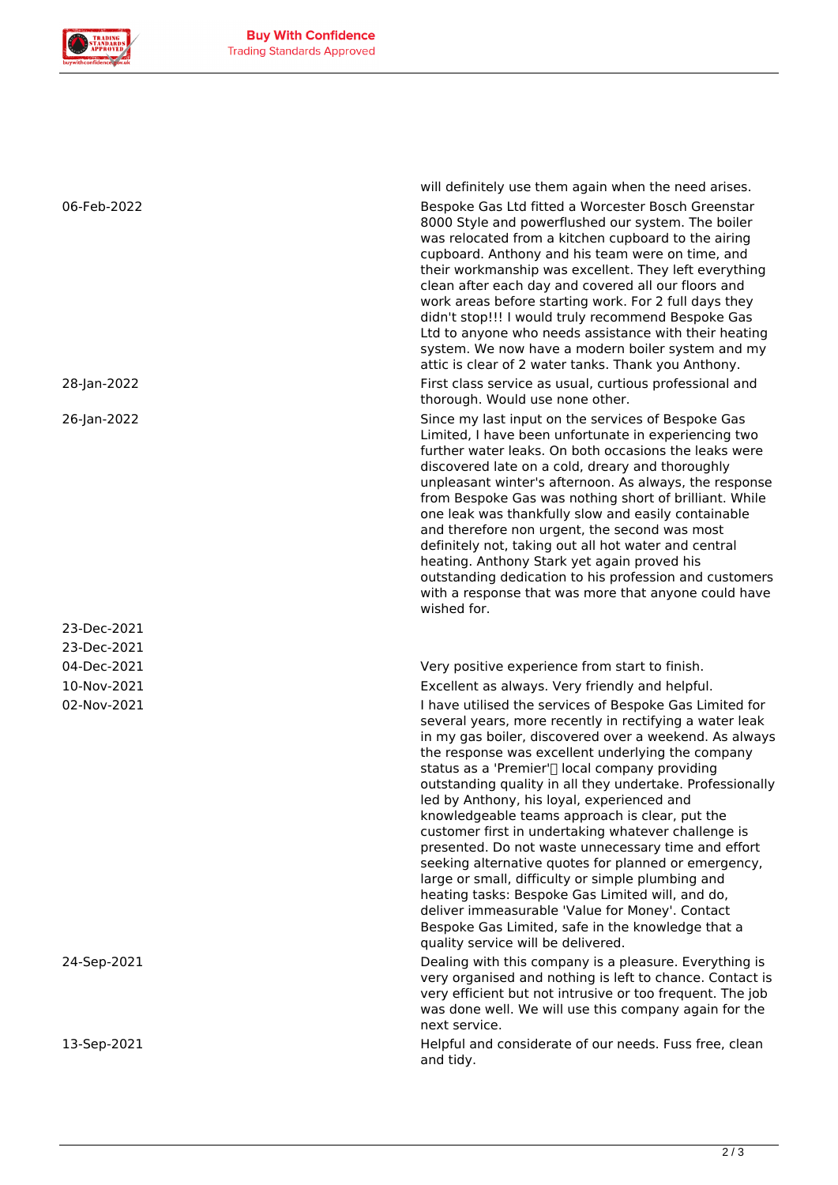| | |
|---|---|
| | will definitely use them again when the need arises. |
| 06-Feb-2022 | Bespoke Gas Ltd fitted a Worcester Bosch Greenstar 8000 Style and powerflushed our system. The boiler was relocated from a kitchen cupboard to the airing cupboard. Anthony and his team were on time, and their workmanship was excellent. They left everything clean after each day and covered all our floors and work areas before starting work. For 2 full days they didn't stop!!! I would truly recommend Bespoke Gas Ltd to anyone who needs assistance with their heating system. We now have a modern boiler system and my attic is clear of 2 water tanks. Thank you Anthony. |
| 28-Jan-2022 | First class service as usual, curtious professional and thorough. Would use none other. |
| 26-Jan-2022 | Since my last input on the services of Bespoke Gas Limited, I have been unfortunate in experiencing two further water leaks. On both occasions the leaks were discovered late on a cold, dreary and thoroughly unpleasant winter's afternoon. As always, the response from Bespoke Gas was nothing short of brilliant. While one leak was thankfully slow and easily containable and therefore non urgent, the second was most definitely not, taking out all hot water and central heating. Anthony Stark yet again proved his outstanding dedication to his profession and customers with a response that was more that anyone could have wished for. |
| 23-Dec-2021 | |
| 23-Dec-2021 | |
| 04-Dec-2021 | Very positive experience from start to finish. |
| 10-Nov-2021 | Excellent as always. Very friendly and helpful. |
| 02-Nov-2021 | I have utilised the services of Bespoke Gas Limited for several years, more recently in rectifying a water leak in my gas boiler, discovered over a weekend. As always the response was excellent underlying the company status as a 'Premier'� local company providing outstanding quality in all they undertake. Professionally led by Anthony, his loyal, experienced and knowledgeable teams approach is clear, put the customer first in undertaking whatever challenge is presented. Do not waste unnecessary time and effort seeking alternative quotes for planned or emergency, large or small, difficulty or simple plumbing and heating tasks: Bespoke Gas Limited will, and do, deliver immeasurable 'Value for Money'. Contact Bespoke Gas Limited, safe in the knowledge that a quality service will be delivered. |
| 24-Sep-2021 | Dealing with this company is a pleasure. Everything is very organised and nothing is left to chance. Contact is very efficient but not intrusive or too frequent. The job was done well. We will use this company again for the next service. |
| 13-Sep-2021 | Helpful and considerate of our needs. Fuss free, clean and tidy. |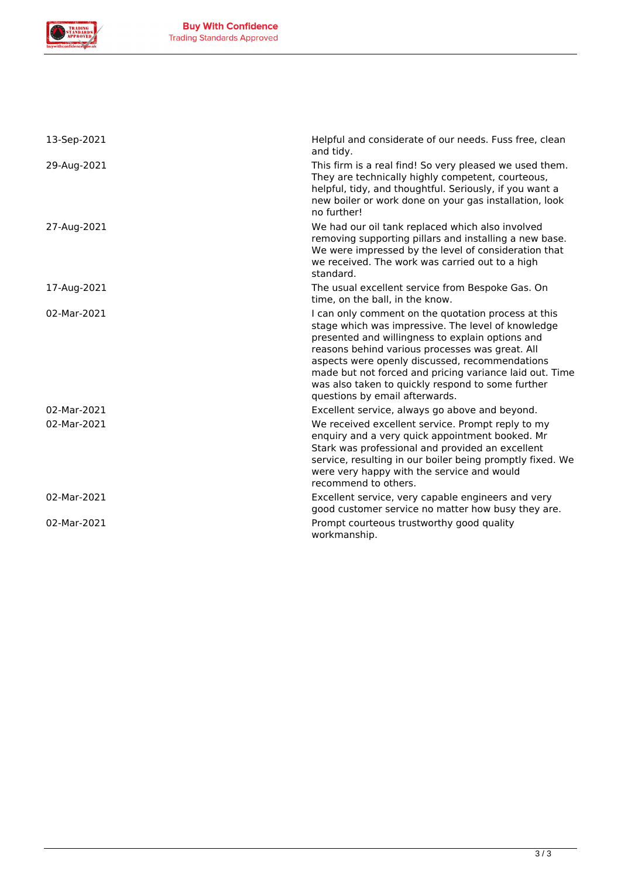| | |
|---|---|
| 13-Sep-2021 | Helpful and considerate of our needs. Fuss free, clean and tidy. |
| 29-Aug-2021 | This firm is a real find! So very pleased we used them. They are technically highly competent, courteous, helpful, tidy, and thoughtful. Seriously, if you want a new boiler or work done on your gas installation, look no further! |
| 27-Aug-2021 | We had our oil tank replaced which also involved removing supporting pillars and installing a new base. We were impressed by the level of consideration that we received. The work was carried out to a high standard. |
| 17-Aug-2021 | The usual excellent service from Bespoke Gas. On time, on the ball, in the know. |
| 02-Mar-2021 | I can only comment on the quotation process at this stage which was impressive. The level of knowledge presented and willingness to explain options and reasons behind various processes was great. All aspects were openly discussed, recommendations made but not forced and pricing variance laid out. Time was also taken to quickly respond to some further questions by email afterwards. |
| 02-Mar-2021 | Excellent service, always go above and beyond. |
| 02-Mar-2021 | We received excellent service. Prompt reply to my enquiry and a very quick appointment booked. Mr Stark was professional and provided an excellent service, resulting in our boiler being promptly fixed. We were very happy with the service and would recommend to others. |
| 02-Mar-2021 | Excellent service, very capable engineers and very good customer service no matter how busy they are. |
| 02-Mar-2021 | Prompt courteous trustworthy good quality workmanship. |